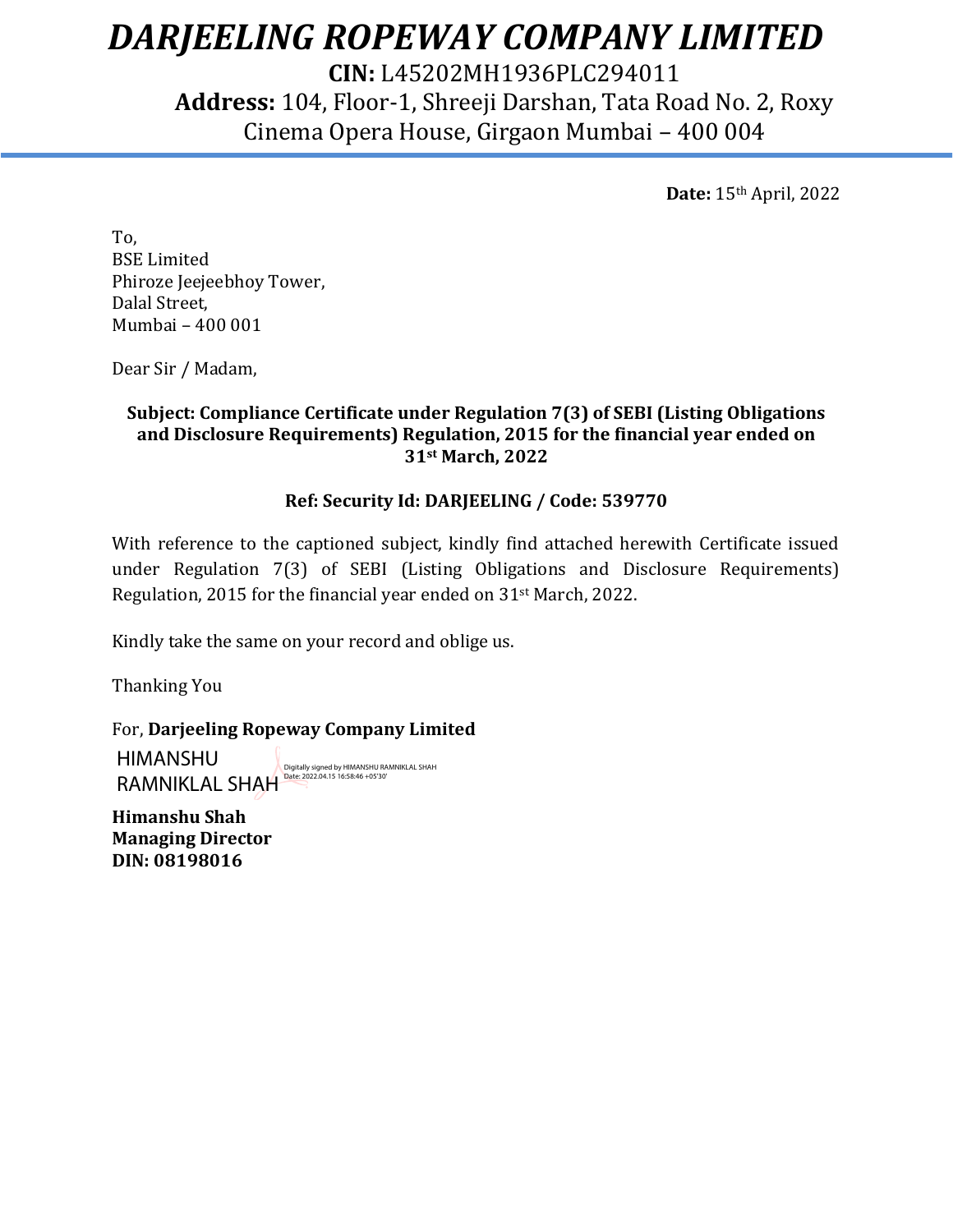# *DARJEELING ROPEWAY COMPANY LIMITED*

**CIN:** L45202MH1936PLC294011

**Address:** 104, Floor-1, Shreeji Darshan, Tata Road No. 2, Roxy Cinema Opera House, Girgaon Mumbai – 400 004

**Date:** 15th April, 2022

To,
BSE Limited
Phiroze Jeejeebhoy Tower,
Dalal Street,
Mumbai – 400 001

Dear Sir / Madam,

**Subject: Compliance Certificate under Regulation 7(3) of SEBI (Listing Obligations and Disclosure Requirements) Regulation, 2015 for the financial year ended on 31st March, 2022**

**Ref: Security Id: DARJEELING / Code: 539770**

With reference to the captioned subject, kindly find attached herewith Certificate issued under Regulation 7(3) of SEBI (Listing Obligations and Disclosure Requirements) Regulation, 2015 for the financial year ended on 31st March, 2022.

Kindly take the same on your record and oblige us.

Thanking You

For, **Darjeeling Ropeway Company Limited**

HIMANSHU RAMNIKLAL SHAH
Digitally signed by HIMANSHU RAMNIKLAL SHAH
Date: 2022.04.15 16:58:46 +05'30'

**Himanshu Shah**
**Managing Director**
**DIN: 08198016**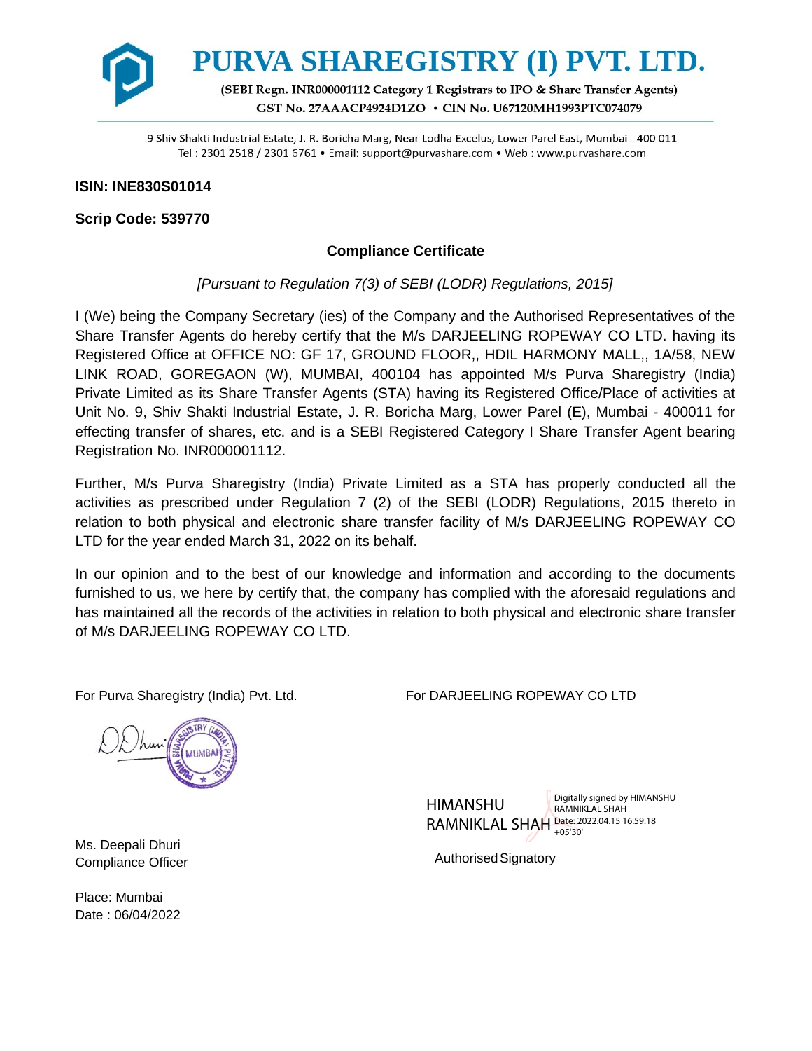# PURVA SHAREGISTRY (I) PVT. LTD.

(SEBI Regn. INR000001112 Category 1 Registrars to IPO & Share Transfer Agents)
GST No. 27AAACP4924D1ZO • CIN No. U67120MH1993PTC074079

9 Shiv Shakti Industrial Estate, J. R. Boricha Marg, Near Lodha Excelus, Lower Parel East, Mumbai - 400 011
Tel : 2301 2518 / 2301 6761 • Email: support@purvashare.com • Web : www.purvashare.com

**ISIN: INE830S01014**

**Scrip Code: 539770**

## Compliance Certificate

*[Pursuant to Regulation 7(3) of SEBI (LODR) Regulations, 2015]*

I (We) being the Company Secretary (ies) of the Company and the Authorised Representatives of the Share Transfer Agents do hereby certify that the M/s DARJEELING ROPEWAY CO LTD. having its Registered Office at OFFICE NO: GF 17, GROUND FLOOR,, HDIL HARMONY MALL,, 1A/58, NEW LINK ROAD, GOREGAON (W), MUMBAI, 400104 has appointed M/s Purva Sharegistry (India) Private Limited as its Share Transfer Agents (STA) having its Registered Office/Place of activities at Unit No. 9, Shiv Shakti Industrial Estate, J. R. Boricha Marg, Lower Parel (E), Mumbai - 400011 for effecting transfer of shares, etc. and is a SEBI Registered Category I Share Transfer Agent bearing Registration No. INR000001112.

Further, M/s Purva Sharegistry (India) Private Limited as a STA has properly conducted all the activities as prescribed under Regulation 7 (2) of the SEBI (LODR) Regulations, 2015 thereto in relation to both physical and electronic share transfer facility of M/s DARJEELING ROPEWAY CO LTD for the year ended March 31, 2022 on its behalf.

In our opinion and to the best of our knowledge and information and according to the documents furnished to us, we here by certify that, the company has complied with the aforesaid regulations and has maintained all the records of the activities in relation to both physical and electronic share transfer of M/s DARJEELING ROPEWAY CO LTD.

For Purva Sharegistry (India) Pvt. Ltd.

Ms. Deepali Dhuri
Compliance Officer

Place: Mumbai
Date : 06/04/2022

For DARJEELING ROPEWAY CO LTD

HIMANSHU RAMNIKLAL SHAH
Digitally signed by HIMANSHU RAMNIKLAL SHAH
Date: 2022.04.15 16:59:18 +05'30'

Authorised Signatory